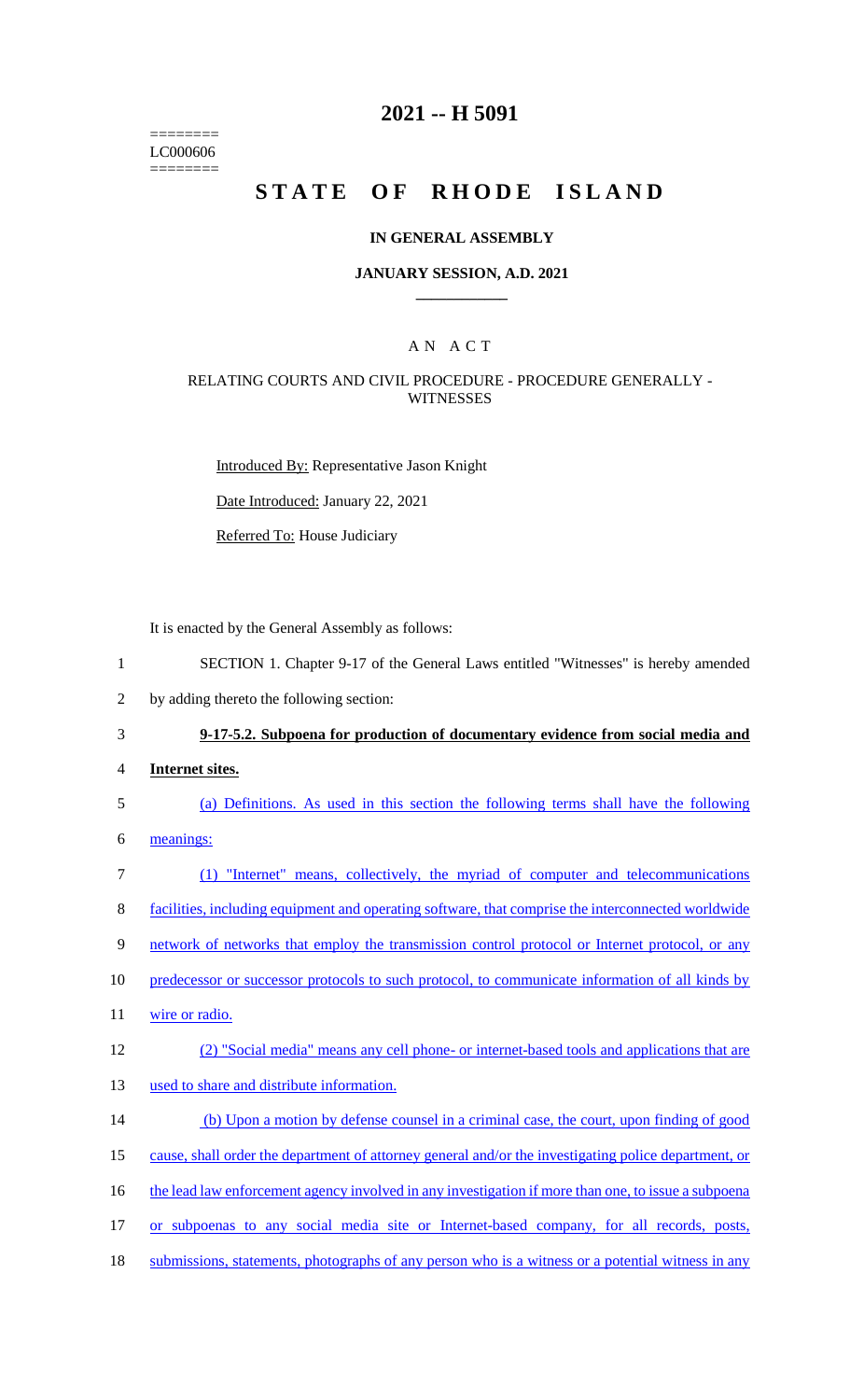========
LC000606
========

# 2021 -- H 5091

# STATE OF RHODE ISLAND

## IN GENERAL ASSEMBLY

### JANUARY SESSION, A.D. 2021

## A N A C T

### RELATING COURTS AND CIVIL PROCEDURE - PROCEDURE GENERALLY - WITNESSES

Introduced By: Representative Jason Knight

Date Introduced: January 22, 2021

Referred To: House Judiciary

It is enacted by the General Assembly as follows:

1 SECTION 1. Chapter 9-17 of the General Laws entitled "Witnesses" is hereby amended
2 by adding thereto the following section:

3 **9-17-5.2. Subpoena for production of documentary evidence from social media and**
4 **Internet sites.**

5 (a) Definitions. As used in this section the following terms shall have the following
6 meanings:

7 (1) "Internet" means, collectively, the myriad of computer and telecommunications
8 facilities, including equipment and operating software, that comprise the interconnected worldwide
9 network of networks that employ the transmission control protocol or Internet protocol, or any
10 predecessor or successor protocols to such protocol, to communicate information of all kinds by
11 wire or radio.

12 (2) "Social media" means any cell phone- or internet-based tools and applications that are
13 used to share and distribute information.

14 (b) Upon a motion by defense counsel in a criminal case, the court, upon finding of good
15 cause, shall order the department of attorney general and/or the investigating police department, or
16 the lead law enforcement agency involved in any investigation if more than one, to issue a subpoena
17 or subpoenas to any social media site or Internet-based company, for all records, posts,
18 submissions, statements, photographs of any person who is a witness or a potential witness in any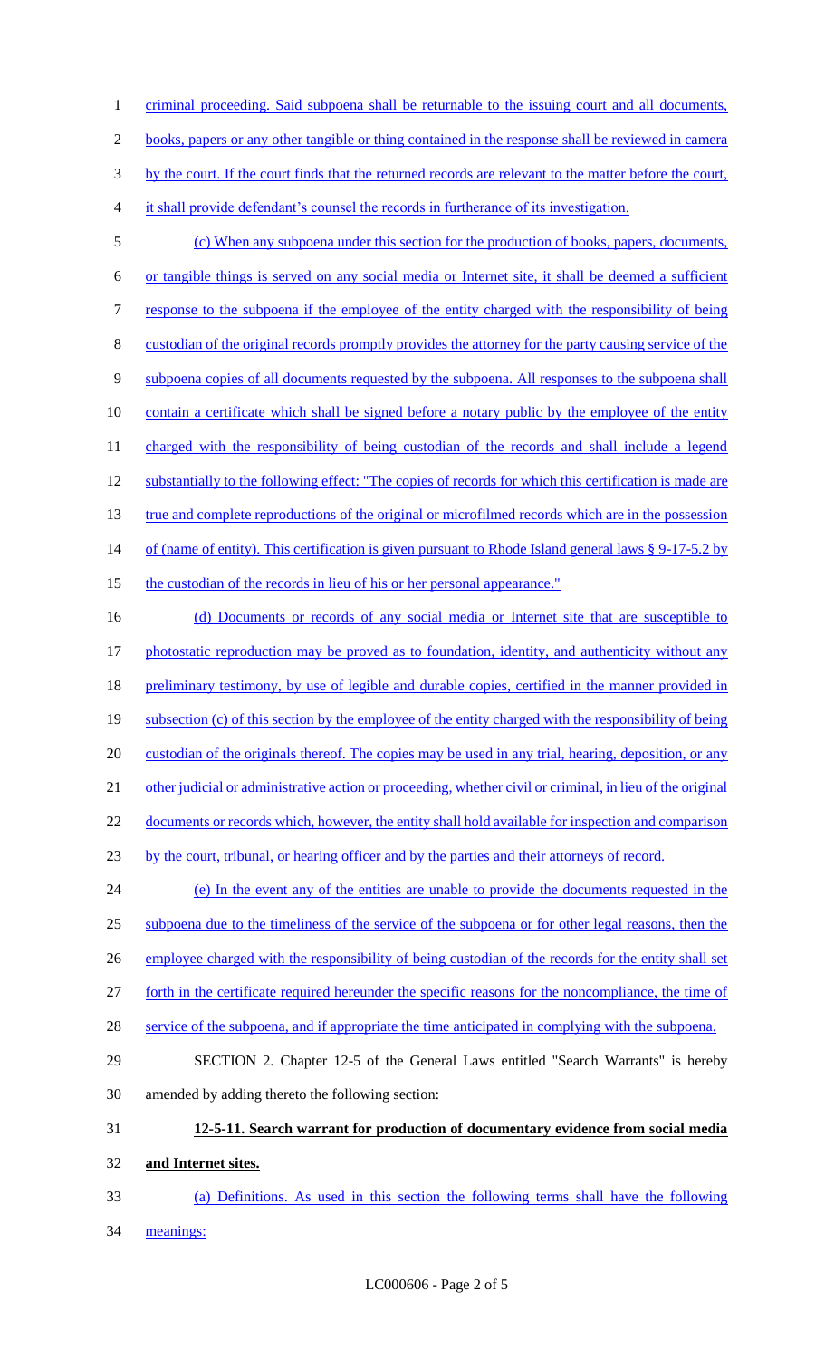criminal proceeding. Said subpoena shall be returnable to the issuing court and all documents, books, papers or any other tangible or thing contained in the response shall be reviewed in camera by the court. If the court finds that the returned records are relevant to the matter before the court, it shall provide defendant's counsel the records in furtherance of its investigation.

(c) When any subpoena under this section for the production of books, papers, documents, or tangible things is served on any social media or Internet site, it shall be deemed a sufficient response to the subpoena if the employee of the entity charged with the responsibility of being custodian of the original records promptly provides the attorney for the party causing service of the subpoena copies of all documents requested by the subpoena. All responses to the subpoena shall contain a certificate which shall be signed before a notary public by the employee of the entity charged with the responsibility of being custodian of the records and shall include a legend substantially to the following effect: "The copies of records for which this certification is made are true and complete reproductions of the original or microfilmed records which are in the possession of (name of entity). This certification is given pursuant to Rhode Island general laws § 9-17-5.2 by the custodian of the records in lieu of his or her personal appearance."

(d) Documents or records of any social media or Internet site that are susceptible to photostatic reproduction may be proved as to foundation, identity, and authenticity without any preliminary testimony, by use of legible and durable copies, certified in the manner provided in subsection (c) of this section by the employee of the entity charged with the responsibility of being custodian of the originals thereof. The copies may be used in any trial, hearing, deposition, or any other judicial or administrative action or proceeding, whether civil or criminal, in lieu of the original documents or records which, however, the entity shall hold available for inspection and comparison by the court, tribunal, or hearing officer and by the parties and their attorneys of record.

(e) In the event any of the entities are unable to provide the documents requested in the subpoena due to the timeliness of the service of the subpoena or for other legal reasons, then the employee charged with the responsibility of being custodian of the records for the entity shall set forth in the certificate required hereunder the specific reasons for the noncompliance, the time of service of the subpoena, and if appropriate the time anticipated in complying with the subpoena.

SECTION 2. Chapter 12-5 of the General Laws entitled "Search Warrants" is hereby amended by adding thereto the following section:

**12-5-11. Search warrant for production of documentary evidence from social media and Internet sites.**

(a) Definitions. As used in this section the following terms shall have the following meanings: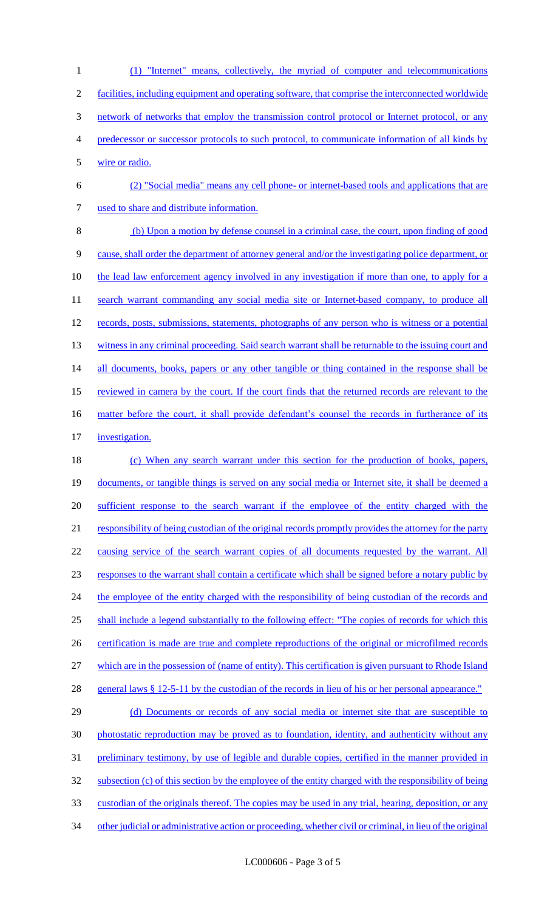(1) "Internet" means, collectively, the myriad of computer and telecommunications facilities, including equipment and operating software, that comprise the interconnected worldwide network of networks that employ the transmission control protocol or Internet protocol, or any predecessor or successor protocols to such protocol, to communicate information of all kinds by wire or radio.

(2) "Social media" means any cell phone- or internet-based tools and applications that are used to share and distribute information.

(b) Upon a motion by defense counsel in a criminal case, the court, upon finding of good cause, shall order the department of attorney general and/or the investigating police department, or the lead law enforcement agency involved in any investigation if more than one, to apply for a search warrant commanding any social media site or Internet-based company, to produce all records, posts, submissions, statements, photographs of any person who is witness or a potential witness in any criminal proceeding. Said search warrant shall be returnable to the issuing court and all documents, books, papers or any other tangible or thing contained in the response shall be reviewed in camera by the court. If the court finds that the returned records are relevant to the matter before the court, it shall provide defendant's counsel the records in furtherance of its investigation.

(c) When any search warrant under this section for the production of books, papers, documents, or tangible things is served on any social media or Internet site, it shall be deemed a sufficient response to the search warrant if the employee of the entity charged with the responsibility of being custodian of the original records promptly provides the attorney for the party causing service of the search warrant copies of all documents requested by the warrant. All responses to the warrant shall contain a certificate which shall be signed before a notary public by the employee of the entity charged with the responsibility of being custodian of the records and shall include a legend substantially to the following effect: "The copies of records for which this certification is made are true and complete reproductions of the original or microfilmed records which are in the possession of (name of entity). This certification is given pursuant to Rhode Island general laws § 12-5-11 by the custodian of the records in lieu of his or her personal appearance."

(d) Documents or records of any social media or internet site that are susceptible to photostatic reproduction may be proved as to foundation, identity, and authenticity without any preliminary testimony, by use of legible and durable copies, certified in the manner provided in subsection (c) of this section by the employee of the entity charged with the responsibility of being custodian of the originals thereof. The copies may be used in any trial, hearing, deposition, or any other judicial or administrative action or proceeding, whether civil or criminal, in lieu of the original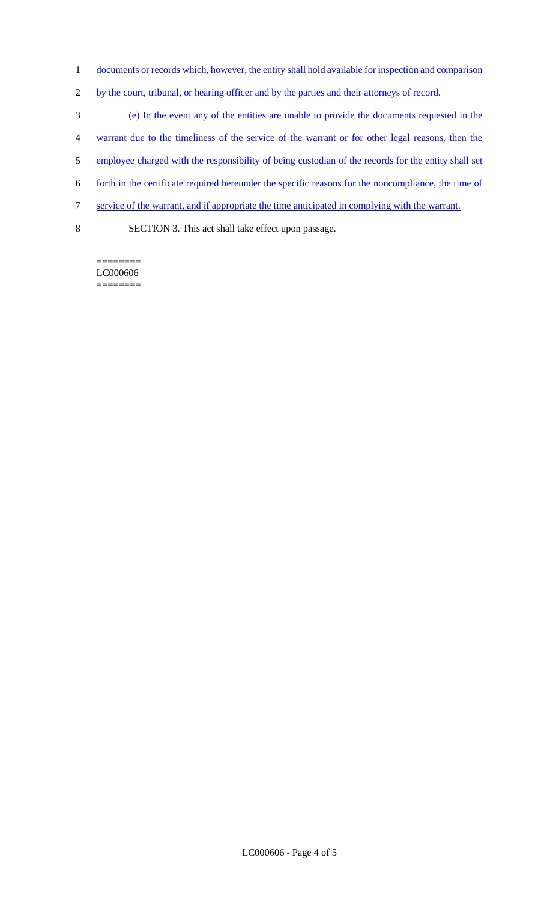documents or records which, however, the entity shall hold available for inspection and comparison by the court, tribunal, or hearing officer and by the parties and their attorneys of record.

(e) In the event any of the entities are unable to provide the documents requested in the warrant due to the timeliness of the service of the warrant or for other legal reasons, then the employee charged with the responsibility of being custodian of the records for the entity shall set forth in the certificate required hereunder the specific reasons for the noncompliance, the time of service of the warrant, and if appropriate the time anticipated in complying with the warrant.

SECTION 3. This act shall take effect upon passage.

========
LC000606
========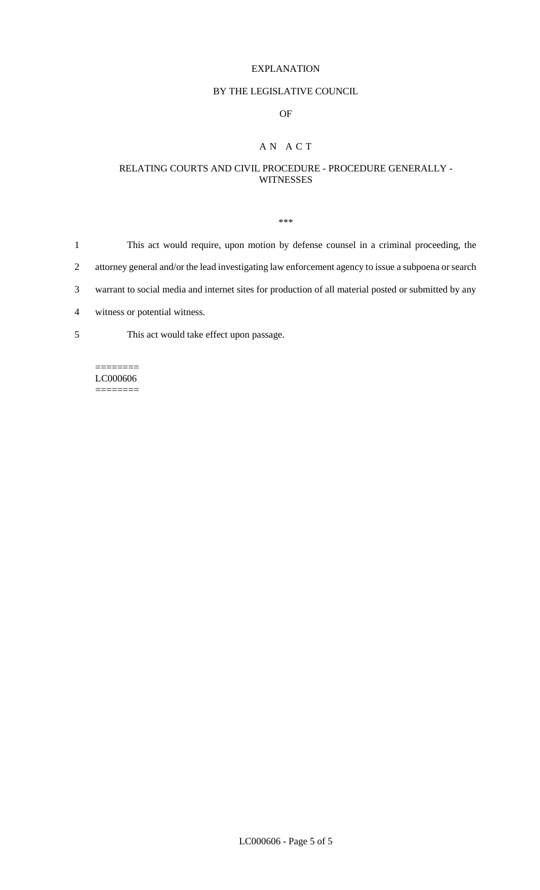EXPLANATION

BY THE LEGISLATIVE COUNCIL

OF

# A N  A C T

RELATING COURTS AND CIVIL PROCEDURE - PROCEDURE GENERALLY - WITNESSES

\*\*\*

1 This act would require, upon motion by defense counsel in a criminal proceeding, the
2 attorney general and/or the lead investigating law enforcement agency to issue a subpoena or search
3 warrant to social media and internet sites for production of all material posted or submitted by any
4 witness or potential witness.
5 This act would take effect upon passage.

========
LC000606
========